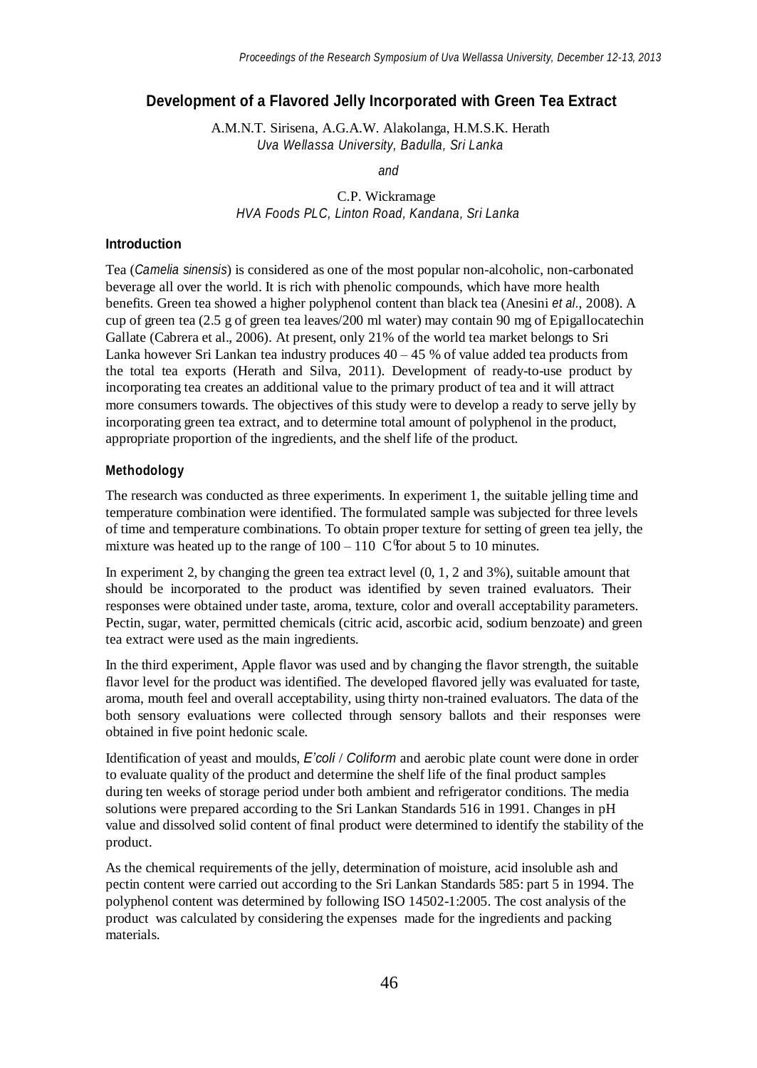# Development of a Flavored Jelly Incorporated with Green Tea Extract

A.M.N.T. Sirisena, A.G.A.W. Alakolanga, H.M.S.K. Herath
*Uva Wellassa University, Badulla, Sri Lanka*

*and*

C.P. Wickramage
*HVA Foods PLC, Linton Road, Kandana, Sri Lanka*

## Introduction

Tea (*Camelia sinensis*) is considered as one of the most popular non-alcoholic, non-carbonated beverage all over the world. It is rich with phenolic compounds, which have more health benefits. Green tea showed a higher polyphenol content than black tea (Anesini *et al.*, 2008). A cup of green tea (2.5 g of green tea leaves/200 ml water) may contain 90 mg of Epigallocatechin Gallate (Cabrera et al., 2006). At present, only 21% of the world tea market belongs to Sri Lanka however Sri Lankan tea industry produces 40 – 45 % of value added tea products from the total tea exports (Herath and Silva, 2011). Development of ready-to-use product by incorporating tea creates an additional value to the primary product of tea and it will attract more consumers towards. The objectives of this study were to develop a ready to serve jelly by incorporating green tea extract, and to determine total amount of polyphenol in the product, appropriate proportion of the ingredients, and the shelf life of the product.

## Methodology

The research was conducted as three experiments. In experiment 1, the suitable jelling time and temperature combination were identified. The formulated sample was subjected for three levels of time and temperature combinations. To obtain proper texture for setting of green tea jelly, the mixture was heated up to the range of 100 – 110 $C^0$ for about 5 to 10 minutes.

In experiment 2, by changing the green tea extract level (0, 1, 2 and 3%), suitable amount that should be incorporated to the product was identified by seven trained evaluators. Their responses were obtained under taste, aroma, texture, color and overall acceptability parameters. Pectin, sugar, water, permitted chemicals (citric acid, ascorbic acid, sodium benzoate) and green tea extract were used as the main ingredients.

In the third experiment, Apple flavor was used and by changing the flavor strength, the suitable flavor level for the product was identified. The developed flavored jelly was evaluated for taste, aroma, mouth feel and overall acceptability, using thirty non-trained evaluators. The data of the both sensory evaluations were collected through sensory ballots and their responses were obtained in five point hedonic scale.

Identification of yeast and moulds, *E'coli* / *Coliform* and aerobic plate count were done in order to evaluate quality of the product and determine the shelf life of the final product samples during ten weeks of storage period under both ambient and refrigerator conditions. The media solutions were prepared according to the Sri Lankan Standards 516 in 1991. Changes in pH value and dissolved solid content of final product were determined to identify the stability of the product.

As the chemical requirements of the jelly, determination of moisture, acid insoluble ash and pectin content were carried out according to the Sri Lankan Standards 585: part 5 in 1994. The polyphenol content was determined by following ISO 14502-1:2005. The cost analysis of the product was calculated by considering the expenses made for the ingredients and packing materials.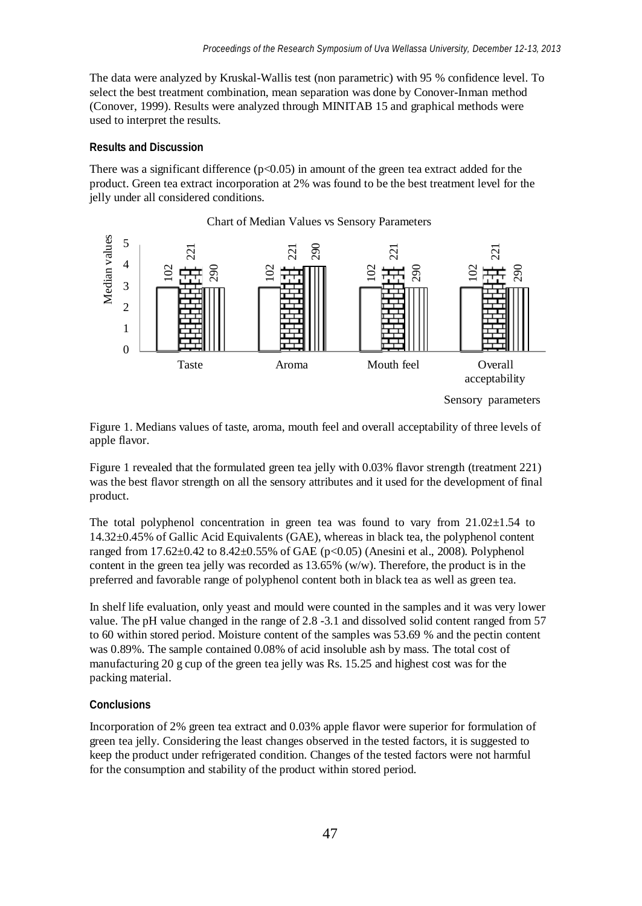The data were analyzed by Kruskal-Wallis test (non parametric) with 95 % confidence level. To select the best treatment combination, mean separation was done by Conover-Inman method (Conover, 1999). Results were analyzed through MINITAB 15 and graphical methods were used to interpret the results.

## Results and Discussion

There was a significant difference ($p<0.05$) in amount of the green tea extract added for the product. Green tea extract incorporation at 2% was found to be the best treatment level for the jelly under all considered conditions.

Chart of Median Values vs Sensory Parameters

| Sensory parameters | 102 | 221 | 290 |
|---|---|---|---|
| Taste | 3 | 4 | 3 |
| Aroma | 3 | 4 | 4 |
| Mouth feel | 3 | 4 | 3 |
| Overall acceptability | 3 | 4 | 3 |

Figure 1. Medians values of taste, aroma, mouth feel and overall acceptability of three levels of apple flavor.

Figure 1 revealed that the formulated green tea jelly with 0.03% flavor strength (treatment 221) was the best flavor strength on all the sensory attributes and it used for the development of final product.

The total polyphenol concentration in green tea was found to vary from 21.02±1.54 to 14.32±0.45% of Gallic Acid Equivalents (GAE), whereas in black tea, the polyphenol content ranged from 17.62±0.42 to 8.42±0.55% of GAE ($p<0.05$) (Anesini et al., 2008). Polyphenol content in the green tea jelly was recorded as 13.65% (w/w). Therefore, the product is in the preferred and favorable range of polyphenol content both in black tea as well as green tea.

In shelf life evaluation, only yeast and mould were counted in the samples and it was very lower value. The pH value changed in the range of 2.8 -3.1 and dissolved solid content ranged from 57 to 60 within stored period. Moisture content of the samples was 53.69 % and the pectin content was 0.89%. The sample contained 0.08% of acid insoluble ash by mass. The total cost of manufacturing 20 g cup of the green tea jelly was Rs. 15.25 and highest cost was for the packing material.

## Conclusions

Incorporation of 2% green tea extract and 0.03% apple flavor were superior for formulation of green tea jelly. Considering the least changes observed in the tested factors, it is suggested to keep the product under refrigerated condition. Changes of the tested factors were not harmful for the consumption and stability of the product within stored period.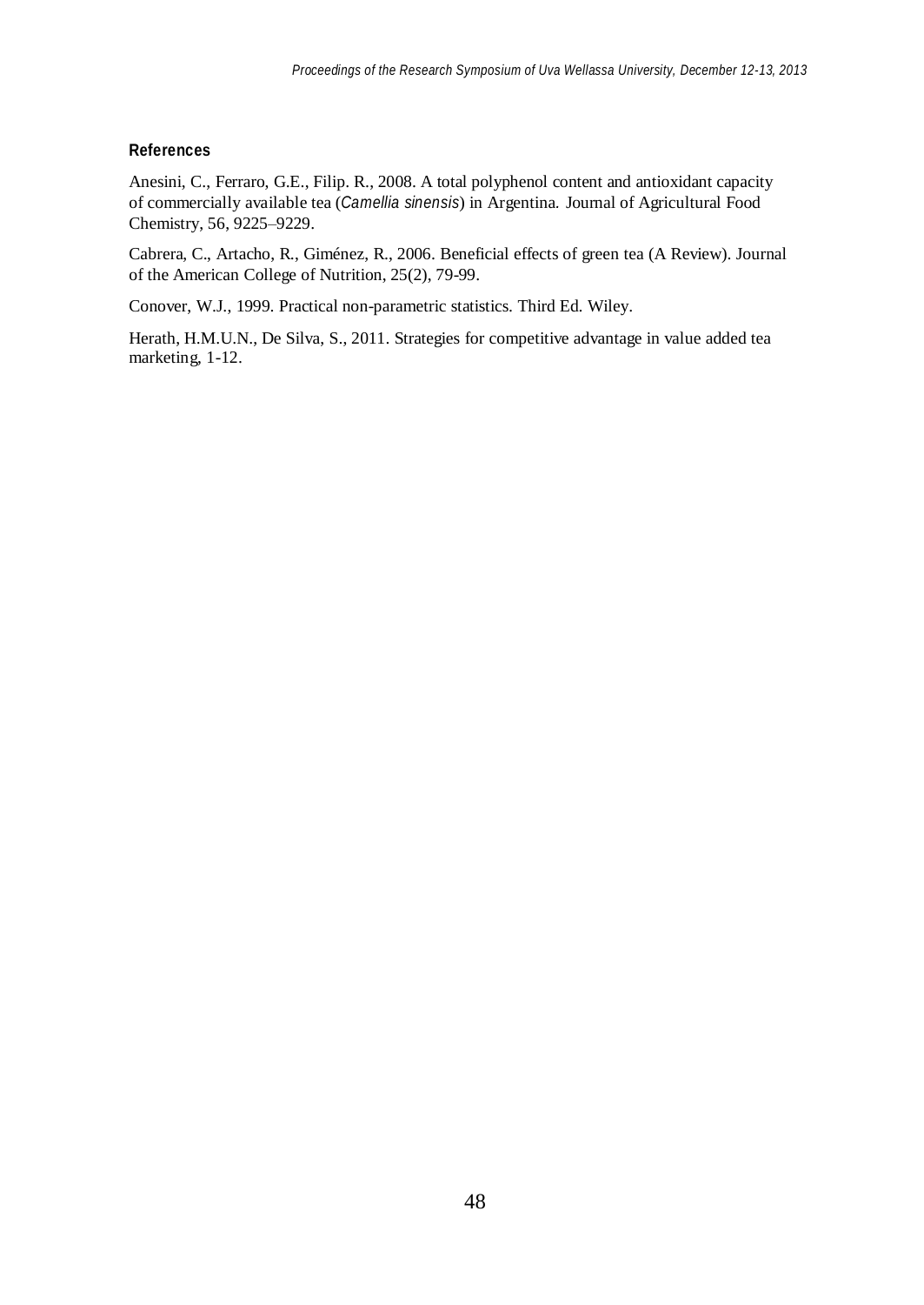#### References

Anesini, C., Ferraro, G.E., Filip. R., 2008. A total polyphenol content and antioxidant capacity of commercially available tea (*Camellia sinensis*) in Argentina. Journal of Agricultural Food Chemistry, 56, 9225–9229.

Cabrera, C., Artacho, R., Giménez, R., 2006. Beneficial effects of green tea (A Review). Journal of the American College of Nutrition, 25(2), 79-99.

Conover, W.J., 1999. Practical non-parametric statistics. Third Ed. Wiley.

Herath, H.M.U.N., De Silva, S., 2011. Strategies for competitive advantage in value added tea marketing, 1-12.